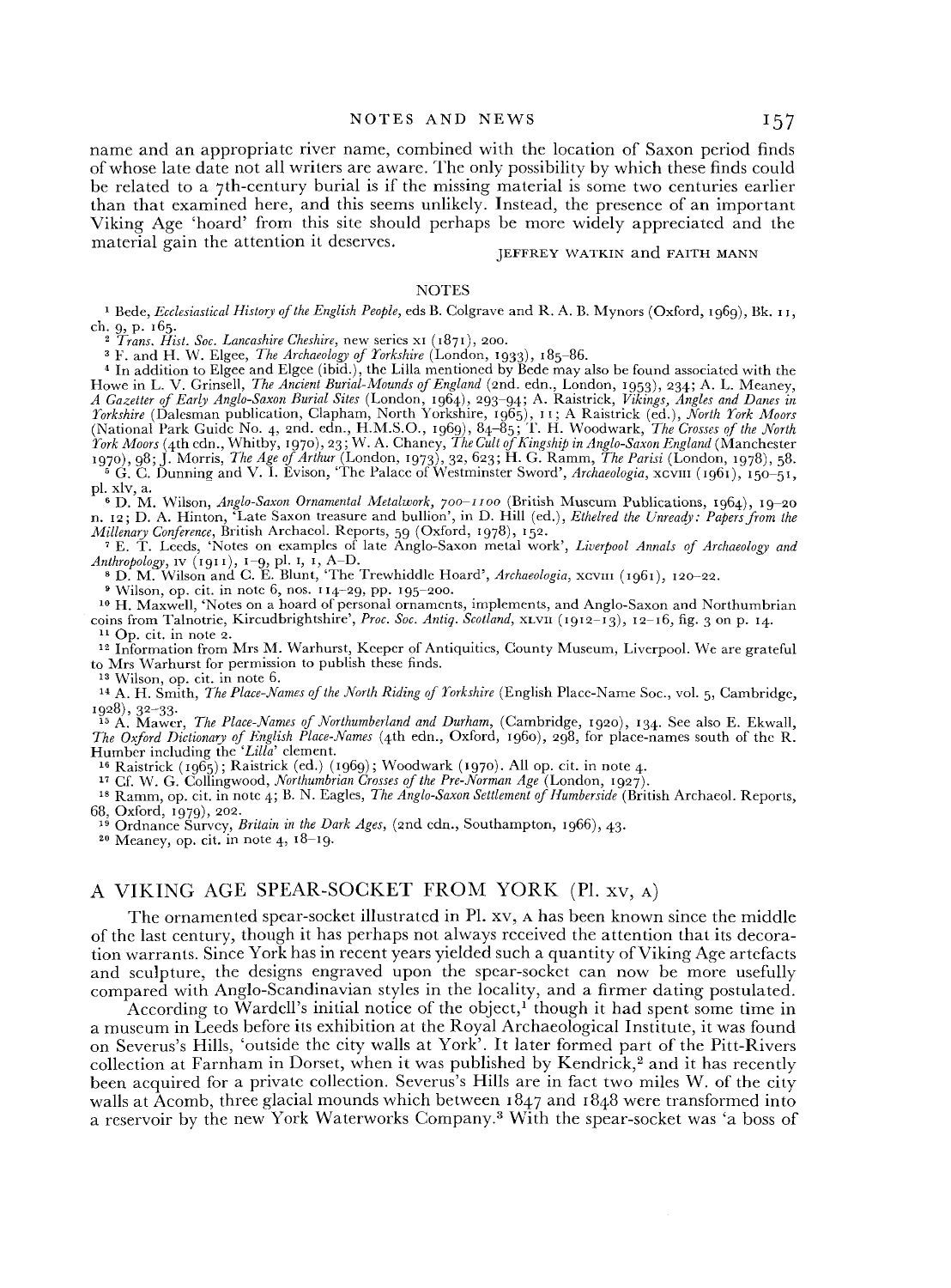name and an appropriate river name, combined with the location of Saxon period finds of whose late date not all writers are aware. The only possibility by which these finds could be related to a 7th-century burial is if the missing material is some two centuries earlier than that examined here, and this seems unlikely. Instead, the presence of an important Viking Age 'hoard' from this site should perhaps be more widely appreciated and the material gain the attention it deserves.

JEFFREY WATKIN and FAITH MANN

## NOTES

[1] Bede, *Ecclesiastical History of the English People*, eds B. Colgrave and R. A. B. Mynors (Oxford, 1969), Bk. II, ch. 9, p. 165.

[2] *Trans. Hist. Soc. Lancashire Cheshire*, new series XI (1871), 200.

[3] F. and H. W. Elgee, *The Archaeology of Yorkshire* (London, 1933), 185–86.

[4] In addition to Elgee and Elgee (ibid.), the Lilla mentioned by Bede may also be found associated with the Howe in L. V. Grinsell, *The Ancient Burial-Mounds of England* (2nd. edn., London, 1953), 234; A. L. Meaney, *A Gazetteer of Early Anglo-Saxon Burial Sites* (London, 1964), 293–94; A. Raistrick, *Vikings, Angles and Danes in Yorkshire* (Dalesman publication, Clapham, North Yorkshire, 1965), 11; A Raistrick (ed.), *North York Moors* (National Park Guide No. 4, 2nd. edn., H.M.S.O., 1969), 84–85; T. H. Woodwark, *The Crosses of the North York Moors* (4th edn., Whitby, 1970), 23; W. A. Chaney, *The Cult of Kingship in Anglo-Saxon England* (Manchester 1970), 98; J. Morris, *The Age of Arthur* (London, 1973), 32, 623; H. G. Ramm, *The Parisi* (London, 1978), 58.

[5] G. C. Dunning and V. I. Evison, 'The Palace of Westminster Sword', *Archaeologia*, XCVIII (1961), 150–51, pl. XLV, a.

[6] D. M. Wilson, *Anglo-Saxon Ornamental Metalwork, 700–1100* (British Museum Publications, 1964), 19–20 n. 12; D. A. Hinton, 'Late Saxon treasure and bullion', in D. Hill (ed.), *Ethelred the Unready: Papers from the Millenary Conference*, British Archaeol. Reports, 59 (Oxford, 1978), 152.

[7] E. T. Leeds, 'Notes on examples of late Anglo-Saxon metal work', *Liverpool Annals of Archaeology and Anthropology*, IV (1911), 1–9, pl. I, I, A–D.

[8] D. M. Wilson and C. E. Blunt, 'The Trewhiddle Hoard', *Archaeologia*, XCVIII (1961), 120–22.

[9] Wilson, op. cit. in note 6, nos. 114–29, pp. 195–200.

[10] H. Maxwell, 'Notes on a hoard of personal ornaments, implements, and Anglo-Saxon and Northumbrian coins from Talnotrie, Kircudbrightshire', *Proc. Soc. Antiq. Scotland*, XLVII (1912–13), 12–16, fig. 3 on p. 14.

[11] Op. cit. in note 2.

[12] Information from Mrs M. Warhurst, Keeper of Antiquities, County Museum, Liverpool. We are grateful to Mrs Warhurst for permission to publish these finds.

[13] Wilson, op. cit. in note 6.

[14] A. H. Smith, *The Place-Names of the North Riding of Yorkshire* (English Place-Name Soc., vol. 5, Cambridge, 1928), 32–33.

[15] A. Mawer, *The Place-Names of Northumberland and Durham*, (Cambridge, 1920), 134. See also E. Ekwall, *The Oxford Dictionary of English Place-Names* (4th edn., Oxford, 1960), 298, for place-names south of the R. Humber including the '*Lilla*' element.

[16] Raistrick (1965); Raistrick (ed.) (1969); Woodwark (1970). All op. cit. in note 4.

[17] Cf. W. G. Collingwood, *Northumbrian Crosses of the Pre-Norman Age* (London, 1927).

[18] Ramm, op. cit. in note 4; B. N. Eagles, *The Anglo-Saxon Settlement of Humberside* (British Archaeol. Reports, 68, Oxford, 1979), 202.

[19] Ordnance Survey, *Britain in the Dark Ages*, (2nd edn., Southampton, 1966), 43.

[20] Meaney, op. cit. in note 4, 18–19.

## A VIKING AGE SPEAR-SOCKET FROM YORK (Pl. XV, A)

The ornamented spear-socket illustrated in Pl. XV, A has been known since the middle of the last century, though it has perhaps not always received the attention that its decoration warrants. Since York has in recent years yielded such a quantity of Viking Age artefacts and sculpture, the designs engraved upon the spear-socket can now be more usefully compared with Anglo-Scandinavian styles in the locality, and a firmer dating postulated.

According to Wardell's initial notice of the object,[1] though it had spent some time in a museum in Leeds before its exhibition at the Royal Archaeological Institute, it was found on Severus's Hills, 'outside the city walls at York'. It later formed part of the Pitt-Rivers collection at Farnham in Dorset, when it was published by Kendrick,[2] and it has recently been acquired for a private collection. Severus's Hills are in fact two miles W. of the city walls at Acomb, three glacial mounds which between 1847 and 1848 were transformed into a reservoir by the new York Waterworks Company.[3] With the spear-socket was 'a boss of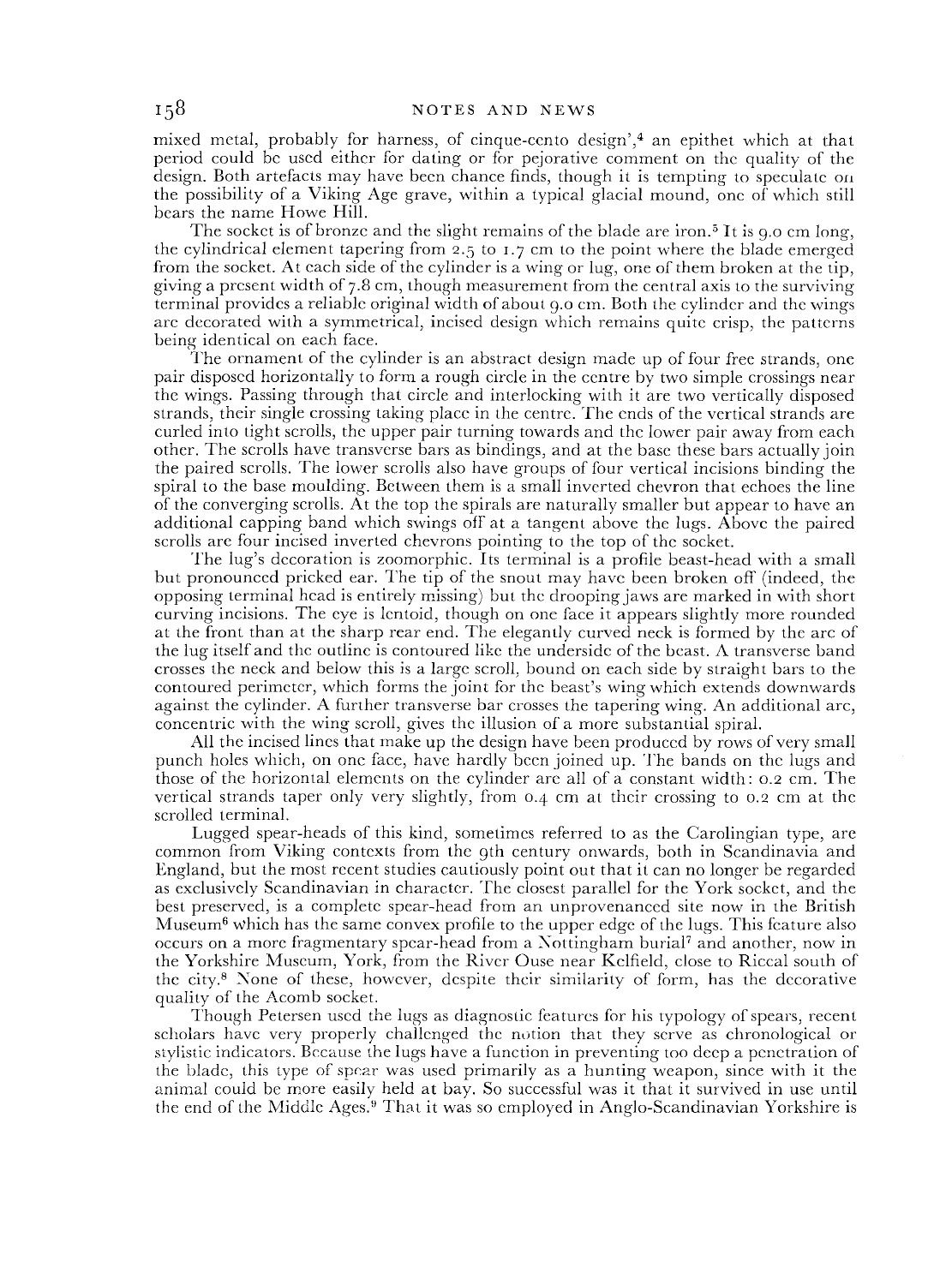mixed metal, probably for harness, of cinque-cento design',[4] an epithet which at that period could be used either for dating or for pejorative comment on the quality of the design. Both artefacts may have been chance finds, though it is tempting to speculate on the possibility of a Viking Age grave, within a typical glacial mound, one of which still bears the name Howe Hill.

The socket is of bronze and the slight remains of the blade are iron.[5] It is 9.0 cm long, the cylindrical element tapering from 2.5 to 1.7 cm to the point where the blade emerged from the socket. At each side of the cylinder is a wing or lug, one of them broken at the tip, giving a present width of 7.8 cm, though measurement from the central axis to the surviving terminal provides a reliable original width of about 9.0 cm. Both the cylinder and the wings are decorated with a symmetrical, incised design which remains quite crisp, the patterns being identical on each face.

The ornament of the cylinder is an abstract design made up of four free strands, one pair disposed horizontally to form a rough circle in the centre by two simple crossings near the wings. Passing through that circle and interlocking with it are two vertically disposed strands, their single crossing taking place in the centre. The ends of the vertical strands are curled into tight scrolls, the upper pair turning towards and the lower pair away from each other. The scrolls have transverse bars as bindings, and at the base these bars actually join the paired scrolls. The lower scrolls also have groups of four vertical incisions binding the spiral to the base moulding. Between them is a small inverted chevron that echoes the line of the converging scrolls. At the top the spirals are naturally smaller but appear to have an additional capping band which swings off at a tangent above the lugs. Above the paired scrolls are four incised inverted chevrons pointing to the top of the socket.

The lug's decoration is zoomorphic. Its terminal is a profile beast-head with a small but pronounced pricked ear. The tip of the snout may have been broken off (indeed, the opposing terminal head is entirely missing) but the drooping jaws are marked in with short curving incisions. The eye is lentoid, though on one face it appears slightly more rounded at the front than at the sharp rear end. The elegantly curved neck is formed by the arc of the lug itself and the outline is contoured like the underside of the beast. A transverse band crosses the neck and below this is a large scroll, bound on each side by straight bars to the contoured perimeter, which forms the joint for the beast's wing which extends downwards against the cylinder. A further transverse bar crosses the tapering wing. An additional arc, concentric with the wing scroll, gives the illusion of a more substantial spiral.

All the incised lines that make up the design have been produced by rows of very small punch holes which, on one face, have hardly been joined up. The bands on the lugs and those of the horizontal elements on the cylinder are all of a constant width: 0.2 cm. The vertical strands taper only very slightly, from 0.4 cm at their crossing to 0.2 cm at the scrolled terminal.

Lugged spear-heads of this kind, sometimes referred to as the Carolingian type, are common from Viking contexts from the 9th century onwards, both in Scandinavia and England, but the most recent studies cautiously point out that it can no longer be regarded as exclusively Scandinavian in character. The closest parallel for the York socket, and the best preserved, is a complete spear-head from an unprovenanced site now in the British Museum[6] which has the same convex profile to the upper edge of the lugs. This feature also occurs on a more fragmentary spear-head from a Nottingham burial[7] and another, now in the Yorkshire Museum, York, from the River Ouse near Kelfield, close to Riccal south of the city.[8] None of these, however, despite their similarity of form, has the decorative quality of the Acomb socket.

Though Petersen used the lugs as diagnostic features for his typology of spears, recent scholars have very properly challenged the notion that they serve as chronological or stylistic indicators. Because the lugs have a function in preventing too deep a penetration of the blade, this type of spear was used primarily as a hunting weapon, since with it the animal could be more easily held at bay. So successful was it that it survived in use until the end of the Middle Ages.[9] That it was so employed in Anglo-Scandinavian Yorkshire is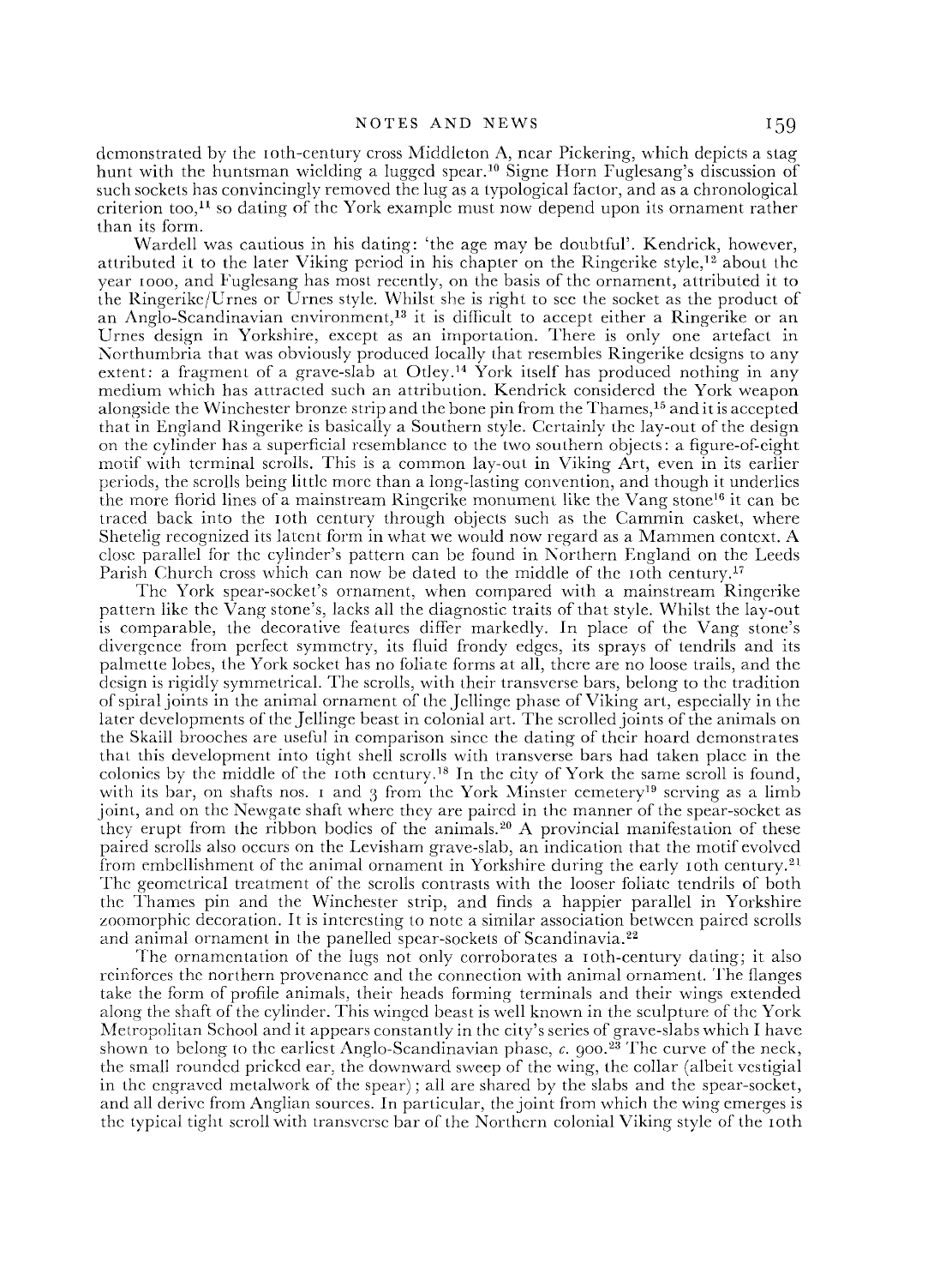demonstrated by the 10th-century cross Middleton A, near Pickering, which depicts a stag hunt with the huntsman wielding a lugged spear.[10] Signe Horn Fuglesang's discussion of such sockets has convincingly removed the lug as a typological factor, and as a chronological criterion too,[11] so dating of the York example must now depend upon its ornament rather than its form.

Wardell was cautious in his dating: 'the age may be doubtful'. Kendrick, however, attributed it to the later Viking period in his chapter on the Ringerike style,[12] about the year 1000, and Fuglesang has most recently, on the basis of the ornament, attributed it to the Ringerike/Urnes or Urnes style. Whilst she is right to see the socket as the product of an Anglo-Scandinavian environment,[13] it is difficult to accept either a Ringerike or an Urnes design in Yorkshire, except as an importation. There is only one artefact in Northumbria that was obviously produced locally that resembles Ringerike designs to any extent: a fragment of a grave-slab at Otley.[14] York itself has produced nothing in any medium which has attracted such an attribution. Kendrick considered the York weapon alongside the Winchester bronze strip and the bone pin from the Thames,[15] and it is accepted that in England Ringerike is basically a Southern style. Certainly the lay-out of the design on the cylinder has a superficial resemblance to the two southern objects: a figure-of-eight motif with terminal scrolls. This is a common lay-out in Viking Art, even in its earlier periods, the scrolls being little more than a long-lasting convention, and though it underlies the more florid lines of a mainstream Ringerike monument like the Vang stone[16] it can be traced back into the 10th century through objects such as the Cammin casket, where Shetelig recognized its latent form in what we would now regard as a Mammen context. A close parallel for the cylinder's pattern can be found in Northern England on the Leeds Parish Church cross which can now be dated to the middle of the 10th century.[17]

The York spear-socket's ornament, when compared with a mainstream Ringerike pattern like the Vang stone's, lacks all the diagnostic traits of that style. Whilst the lay-out is comparable, the decorative features differ markedly. In place of the Vang stone's divergence from perfect symmetry, its fluid frondy edges, its sprays of tendrils and its palmette lobes, the York socket has no foliate forms at all, there are no loose trails, and the design is rigidly symmetrical. The scrolls, with their transverse bars, belong to the tradition of spiral joints in the animal ornament of the Jellinge phase of Viking art, especially in the later developments of the Jellinge beast in colonial art. The scrolled joints of the animals on the Skaill brooches are useful in comparison since the dating of their hoard demonstrates that this development into tight shell scrolls with transverse bars had taken place in the colonies by the middle of the 10th century.[18] In the city of York the same scroll is found, with its bar, on shafts nos. 1 and 3 from the York Minster cemetery[19] serving as a limb joint, and on the Newgate shaft where they are paired in the manner of the spear-socket as they erupt from the ribbon bodies of the animals.[20] A provincial manifestation of these paired scrolls also occurs on the Levisham grave-slab, an indication that the motif evolved from embellishment of the animal ornament in Yorkshire during the early 10th century.[21] The geometrical treatment of the scrolls contrasts with the looser foliate tendrils of both the Thames pin and the Winchester strip, and finds a happier parallel in Yorkshire zoomorphic decoration. It is interesting to note a similar association between paired scrolls and animal ornament in the panelled spear-sockets of Scandinavia.[22]

The ornamentation of the lugs not only corroborates a 10th-century dating; it also reinforces the northern provenance and the connection with animal ornament. The flanges take the form of profile animals, their heads forming terminals and their wings extended along the shaft of the cylinder. This winged beast is well known in the sculpture of the York Metropolitan School and it appears constantly in the city's series of grave-slabs which I have shown to belong to the earliest Anglo-Scandinavian phase, *c.* 900.[23] The curve of the neck, the small rounded pricked ear, the downward sweep of the wing, the collar (albeit vestigial in the engraved metalwork of the spear); all are shared by the slabs and the spear-socket, and all derive from Anglian sources. In particular, the joint from which the wing emerges is the typical tight scroll with transverse bar of the Northern colonial Viking style of the 10th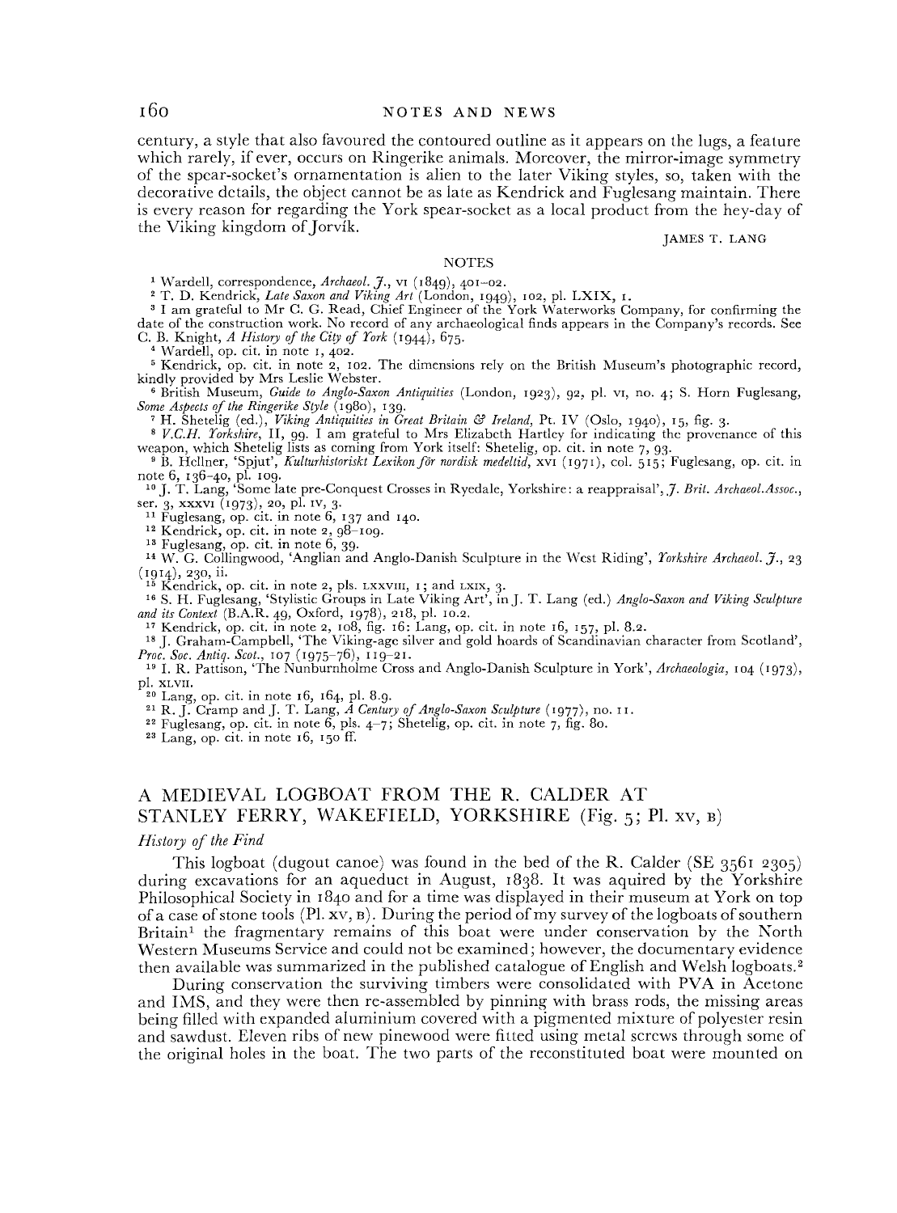century, a style that also favoured the contoured outline as it appears on the lugs, a feature which rarely, if ever, occurs on Ringerike animals. Moreover, the mirror-image symmetry of the spear-socket's ornamentation is alien to the later Viking styles, so, taken with the decorative details, the object cannot be as late as Kendrick and Fuglesang maintain. There is every reason for regarding the York spear-socket as a local product from the hey-day of the Viking kingdom of Jorvík.

JAMES T. LANG

NOTES

[1] Wardell, correspondence, *Archaeol. J.*, VI (1849), 401–02.

[2] T. D. Kendrick, *Late Saxon and Viking Art* (London, 1949), 102, pl. LXIX, 1.

[3] I am grateful to Mr C. G. Read, Chief Engineer of the York Waterworks Company, for confirming the date of the construction work. No record of any archaeological finds appears in the Company's records. See C. B. Knight, *A History of the City of York* (1944), 675.

[4] Wardell, op. cit. in note 1, 402.

[5] Kendrick, op. cit. in note 2, 102. The dimensions rely on the British Museum's photographic record, kindly provided by Mrs Leslie Webster.

[6] British Museum, *Guide to Anglo-Saxon Antiquities* (London, 1923), 92, pl. VI, no. 4; S. Horn Fuglesang, *Some Aspects of the Ringerike Style* (1980), 139.

[7] H. Shetelig (ed.), *Viking Antiquities in Great Britain & Ireland*, Pt. IV (Oslo, 1940), 15, fig. 3.

[8] *V.C.H. Yorkshire*, II, 99. I am grateful to Mrs Elizabeth Hartley for indicating the provenance of this weapon, which Shetelig lists as coming from York itself: Shetelig, op. cit. in note 7, 93.

[9] B. Hellner, 'Spjut', *Kulturhistoriskt Lexikon för nordisk medeltid*, XVI (1971), col. 515; Fuglesang, op. cit. in note 6, 136–40, pl. 109.

[10] J. T. Lang, 'Some late pre-Conquest Crosses in Ryedale, Yorkshire: a reappraisal', *J. Brit. Archaeol. Assoc.*, ser. 3, XXXVI (1973), 20, pl. IV, 3.

[11] Fuglesang, op. cit. in note 6, 137 and 140.

[12] Kendrick, op. cit. in note 2, 98–109.

[13] Fuglesang, op. cit. in note 6, 39.

[14] W. G. Collingwood, 'Anglian and Anglo-Danish Sculpture in the West Riding', *Yorkshire Archaeol. J.*, 23 (1914), 230, ii.

[15] Kendrick, op. cit. in note 2, pls. LXXVIII, 1; and LXIX, 3.

[16] S. H. Fuglesang, 'Stylistic Groups in Late Viking Art', in J. T. Lang (ed.) *Anglo-Saxon and Viking Sculpture and its Context* (B.A.R. 49, Oxford, 1978), 218, pl. 10.2.

[17] Kendrick, op. cit. in note 2, 108, fig. 16: Lang, op. cit. in note 16, 157, pl. 8.2.

[18] J. Graham-Campbell, 'The Viking-age silver and gold hoards of Scandinavian character from Scotland', *Proc. Soc. Antiq. Scot.*, 107 (1975–76), 119–21.

[19] I. R. Pattison, 'The Nunburnholme Cross and Anglo-Danish Sculpture in York', *Archaeologia*, 104 (1973), pl. XLVII.

[20] Lang, op. cit. in note 16, 164, pl. 8.9.

[21] R. J. Cramp and J. T. Lang, *A Century of Anglo-Saxon Sculpture* (1977), no. 11.

[22] Fuglesang, op. cit. in note 6, pls. 4–7; Shetelig, op. cit. in note 7, fig. 80.

[23] Lang, op. cit. in note 16, 150 ff.

## A MEDIEVAL LOGBOAT FROM THE R. CALDER AT STANLEY FERRY, WAKEFIELD, YORKSHIRE (Fig. 5; Pl. XV, B)

### *History of the Find*

This logboat (dugout canoe) was found in the bed of the R. Calder (SE 3561 2305) during excavations for an aqueduct in August, 1838. It was aquired by the Yorkshire Philosophical Society in 1840 and for a time was displayed in their museum at York on top of a case of stone tools (Pl. XV, B). During the period of my survey of the logboats of southern Britain[1] the fragmentary remains of this boat were under conservation by the North Western Museums Service and could not be examined; however, the documentary evidence then available was summarized in the published catalogue of English and Welsh logboats.[2]

During conservation the surviving timbers were consolidated with PVA in Acetone and IMS, and they were then re-assembled by pinning with brass rods, the missing areas being filled with expanded aluminium covered with a pigmented mixture of polyester resin and sawdust. Eleven ribs of new pinewood were fitted using metal screws through some of the original holes in the boat. The two parts of the reconstituted boat were mounted on